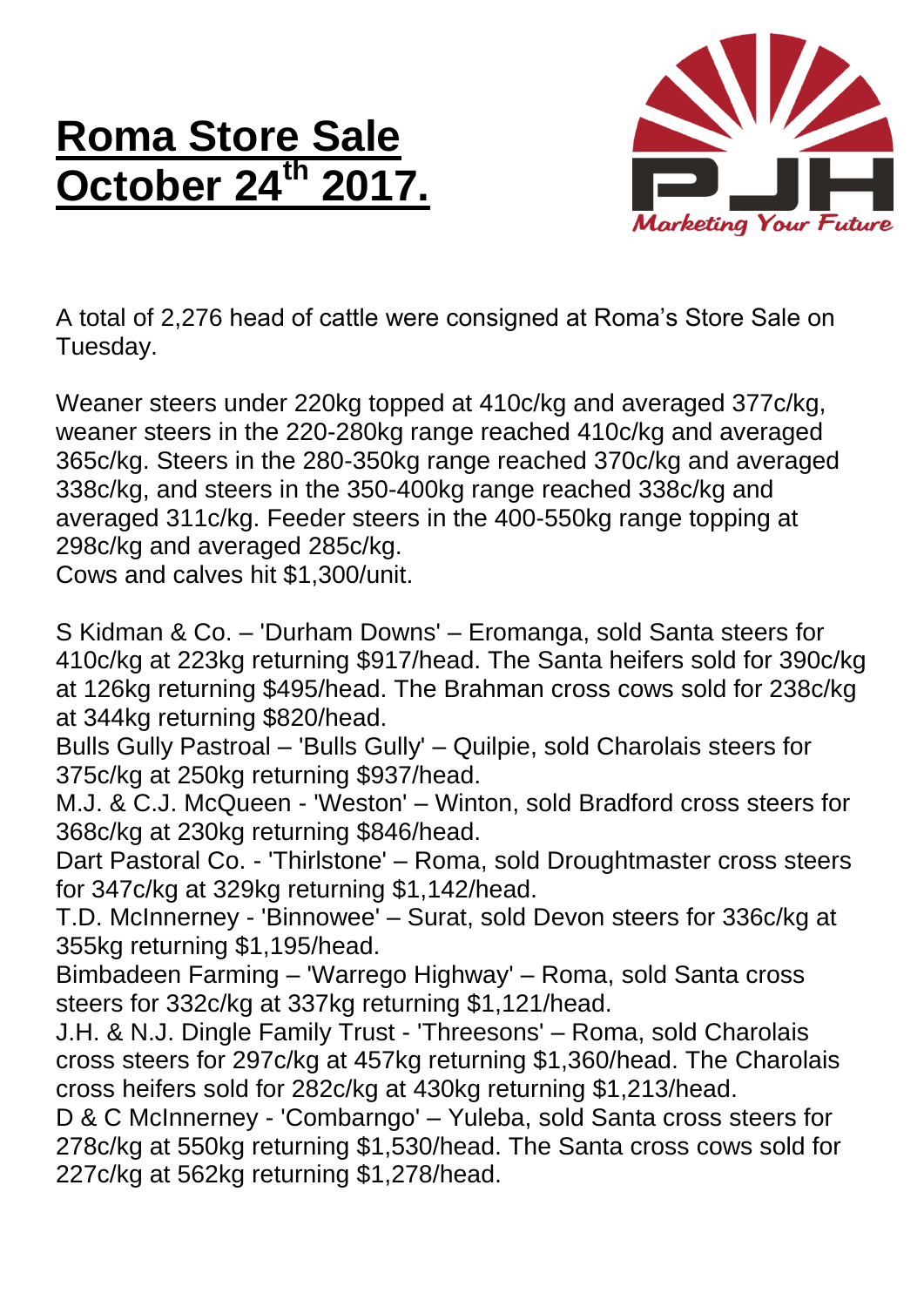# Roma Store Sale October 24th 2017.

A total of 2,276 head of cattle were consigned at Roma's Store Sale on Tuesday.

Weaner steers under 220kg topped at 410c/kg and averaged 377c/kg, weaner steers in the 220-280kg range reached 410c/kg and averaged 365c/kg. Steers in the 280-350kg range reached 370c/kg and averaged 338c/kg, and steers in the 350-400kg range reached 338c/kg and averaged 311c/kg. Feeder steers in the 400-550kg range topping at 298c/kg and averaged 285c/kg.
Cows and calves hit $1,300/unit.

S Kidman & Co. – 'Durham Downs' – Eromanga, sold Santa steers for 410c/kg at 223kg returning $917/head. The Santa heifers sold for 390c/kg at 126kg returning $495/head. The Brahman cross cows sold for 238c/kg at 344kg returning $820/head.
Bulls Gully Pastroal – 'Bulls Gully' – Quilpie, sold Charolais steers for 375c/kg at 250kg returning $937/head.
M.J. & C.J. McQueen - 'Weston' – Winton, sold Bradford cross steers for 368c/kg at 230kg returning $846/head.
Dart Pastoral Co. - 'Thirlstone' – Roma, sold Droughtmaster cross steers for 347c/kg at 329kg returning $1,142/head.
T.D. McInnerney - 'Binnowee' – Surat, sold Devon steers for 336c/kg at 355kg returning $1,195/head.
Bimbadeen Farming – 'Warrego Highway' – Roma, sold Santa cross steers for 332c/kg at 337kg returning $1,121/head.
J.H. & N.J. Dingle Family Trust - 'Threesons' – Roma, sold Charolais cross steers for 297c/kg at 457kg returning $1,360/head. The Charolais cross heifers sold for 282c/kg at 430kg returning $1,213/head.
D & C McInnerney - 'Combarngo' – Yuleba, sold Santa cross steers for 278c/kg at 550kg returning $1,530/head. The Santa cross cows sold for 227c/kg at 562kg returning $1,278/head.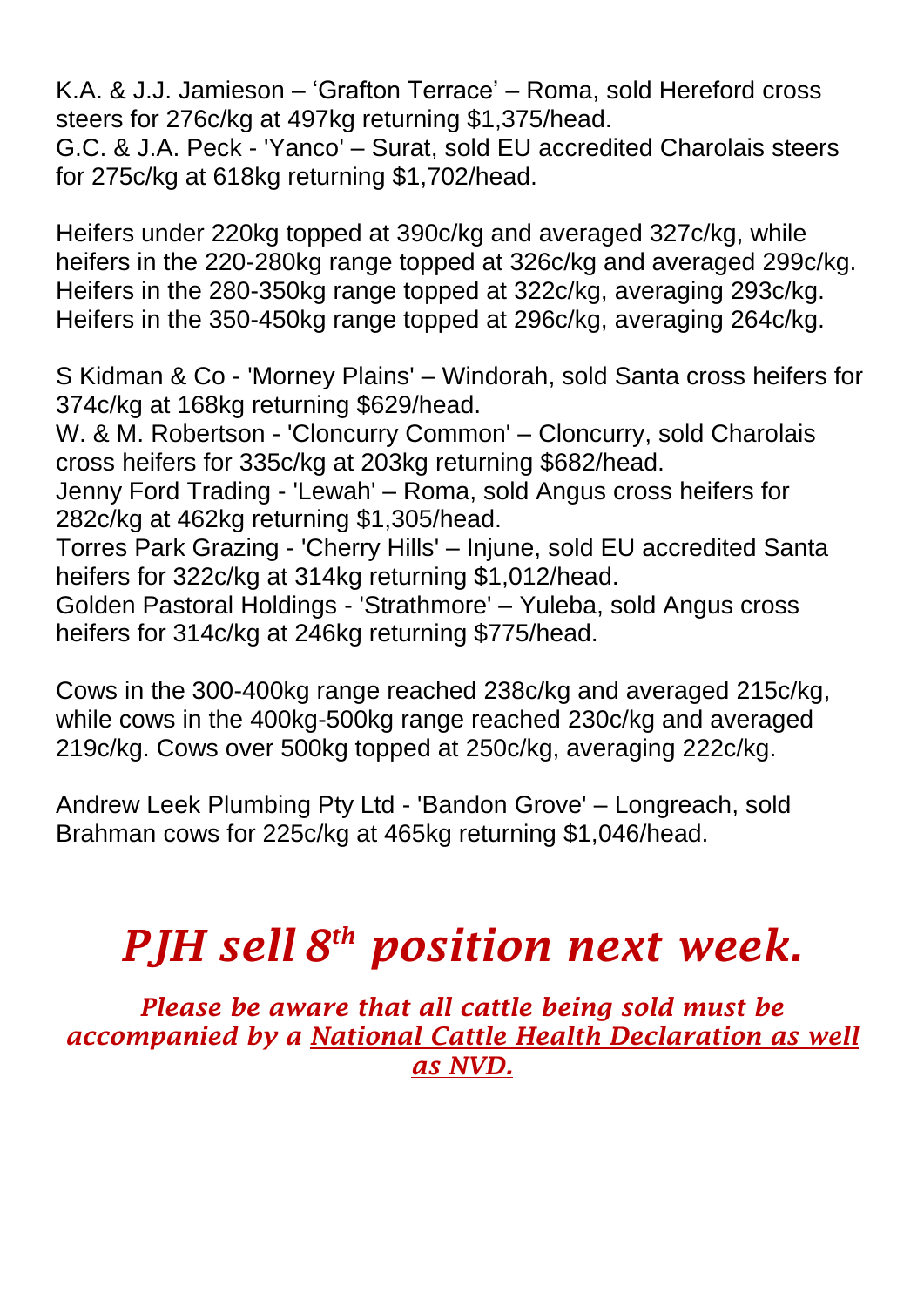K.A. & J.J. Jamieson – 'Grafton Terrace' – Roma, sold Hereford cross steers for 276c/kg at 497kg returning $1,375/head.
G.C. & J.A. Peck - 'Yanco' – Surat, sold EU accredited Charolais steers for 275c/kg at 618kg returning $1,702/head.

Heifers under 220kg topped at 390c/kg and averaged 327c/kg, while heifers in the 220-280kg range topped at 326c/kg and averaged 299c/kg. Heifers in the 280-350kg range topped at 322c/kg, averaging 293c/kg. Heifers in the 350-450kg range topped at 296c/kg, averaging 264c/kg.

S Kidman & Co - 'Morney Plains' – Windorah, sold Santa cross heifers for 374c/kg at 168kg returning $629/head.
W. & M. Robertson - 'Cloncurry Common' – Cloncurry, sold Charolais cross heifers for 335c/kg at 203kg returning $682/head.
Jenny Ford Trading - 'Lewah' – Roma, sold Angus cross heifers for 282c/kg at 462kg returning $1,305/head.
Torres Park Grazing - 'Cherry Hills' – Injune, sold EU accredited Santa heifers for 322c/kg at 314kg returning $1,012/head.
Golden Pastoral Holdings - 'Strathmore' – Yuleba, sold Angus cross heifers for 314c/kg at 246kg returning $775/head.

Cows in the 300-400kg range reached 238c/kg and averaged 215c/kg, while cows in the 400kg-500kg range reached 230c/kg and averaged 219c/kg. Cows over 500kg topped at 250c/kg, averaging 222c/kg.

Andrew Leek Plumbing Pty Ltd - 'Bandon Grove' – Longreach, sold Brahman cows for 225c/kg at 465kg returning $1,046/head.

# *PJH sell 8th position next week.*

***Please be aware that all cattle being sold must be accompanied by a National Cattle Health Declaration as well as NVD.***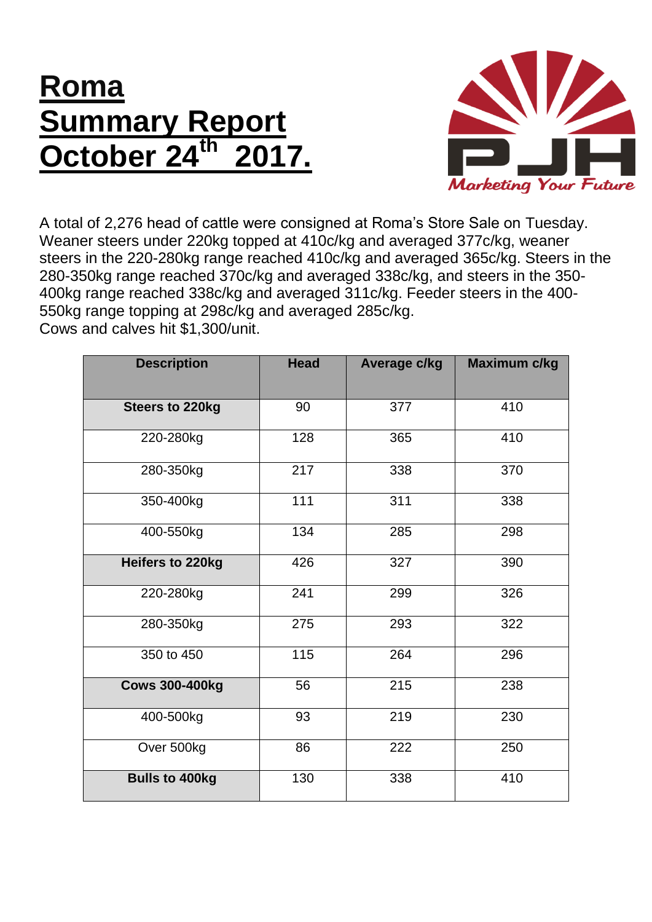# Roma Summary Report October 24th 2017.

PJH Marketing Your Future

A total of 2,276 head of cattle were consigned at Roma's Store Sale on Tuesday. Weaner steers under 220kg topped at 410c/kg and averaged 377c/kg, weaner steers in the 220-280kg range reached 410c/kg and averaged 365c/kg. Steers in the 280-350kg range reached 370c/kg and averaged 338c/kg, and steers in the 350-400kg range reached 338c/kg and averaged 311c/kg. Feeder steers in the 400-550kg range topping at 298c/kg and averaged 285c/kg.
Cows and calves hit $1,300/unit.

| Description | Head | Average c/kg | Maximum c/kg |
|---|---|---|---|
| **Steers to 220kg** | 90 | 377 | 410 |
| 220-280kg | 128 | 365 | 410 |
| 280-350kg | 217 | 338 | 370 |
| 350-400kg | 111 | 311 | 338 |
| 400-550kg | 134 | 285 | 298 |
| **Heifers to 220kg** | 426 | 327 | 390 |
| 220-280kg | 241 | 299 | 326 |
| 280-350kg | 275 | 293 | 322 |
| 350 to 450 | 115 | 264 | 296 |
| **Cows 300-400kg** | 56 | 215 | 238 |
| 400-500kg | 93 | 219 | 230 |
| Over 500kg | 86 | 222 | 250 |
| **Bulls to 400kg** | 130 | 338 | 410 |